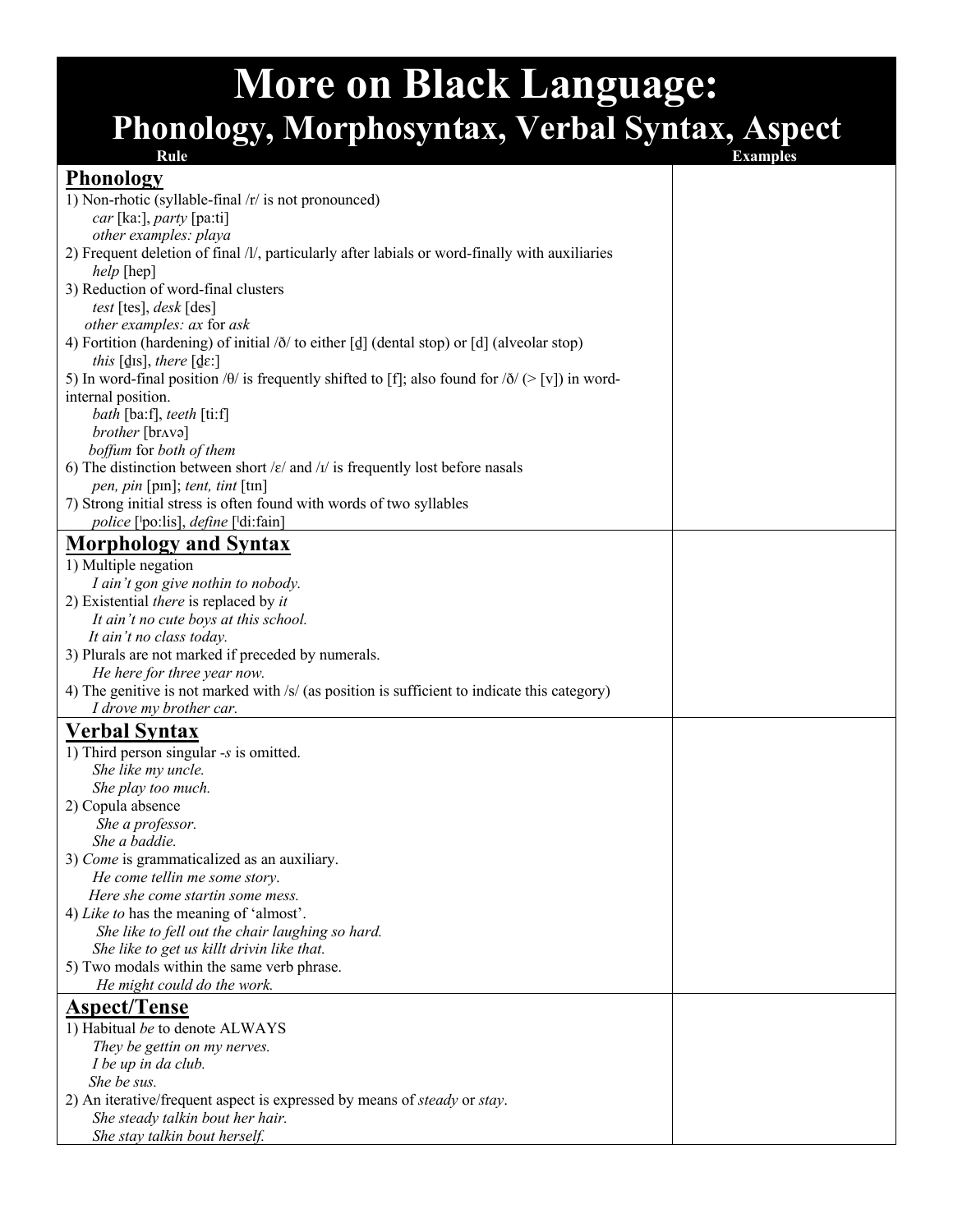# More on Black Language:
## Phonology, Morphosyntax, Verbal Syntax, Aspect

| Rule | Examples |
|---|---|
| **Phonology**<br>1) Non-rhotic (syllable-final /r/ is not pronounced)<br>*car* [ka:], *party* [pa:ti]<br>*other examples: playa*<br>2) Frequent deletion of final /l/, particularly after labials or word-finally with auxiliaries<br>*help* [hep]<br>3) Reduction of word-final clusters<br>*test* [tes], *desk* [des]<br>*other examples: ax* for *ask*<br>4) Fortition (hardening) of initial /ð/ to either [d̪] (dental stop) or [d] (alveolar stop)<br>*this* [d̪ɪs], *there* [d̪ɛ:]<br>5) In word-final position /θ/ is frequently shifted to [f]; also found for /ð/ (> [v]) in word-internal position.<br>*bath* [ba:f], *teeth* [ti:f]<br>*brother* [brʌvə]<br>*boffum* for *both of them*<br>6) The distinction between short /ɛ/ and /ɪ/ is frequently lost before nasals<br>*pen, pin* [pɪn]; *tent, tint* [tɪn]<br>7) Strong initial stress is often found with words of two syllables<br>*police* [ˈpo:lis], *define* [ˈdi:fain] | |
| **Morphology and Syntax**<br>1) Multiple negation<br>*I ain't gon give nothin to nobody.*<br>2) Existential *there* is replaced by *it*<br>*It ain't no cute boys at this school.*<br>*It ain't no class today.*<br>3) Plurals are not marked if preceded by numerals.<br>*He here for three year now.*<br>4) The genitive is not marked with /s/ (as position is sufficient to indicate this category)<br>*I drove my brother car.* | |
| **Verbal Syntax**<br>1) Third person singular *-s* is omitted.<br>*She like my uncle.*<br>*She play too much.*<br>2) Copula absence<br>*She a professor.*<br>*She a baddie.*<br>3) *Come* is grammaticalized as an auxiliary.<br>*He come tellin me some story.*<br>*Here she come startin some mess.*<br>4) *Like to* has the meaning of 'almost'.<br>*She like to fell out the chair laughing so hard.*<br>*She like to get us killt drivin like that.*<br>5) Two modals within the same verb phrase.<br>*He might could do the work.* | |
| **Aspect/Tense**<br>1) Habitual *be* to denote ALWAYS<br>*They be gettin on my nerves.*<br>*I be up in da club.*<br>*She be sus.*<br>2) An iterative/frequent aspect is expressed by means of *steady* or *stay*.<br>*She steady talkin bout her hair.*<br>*She stay talkin bout herself.* | |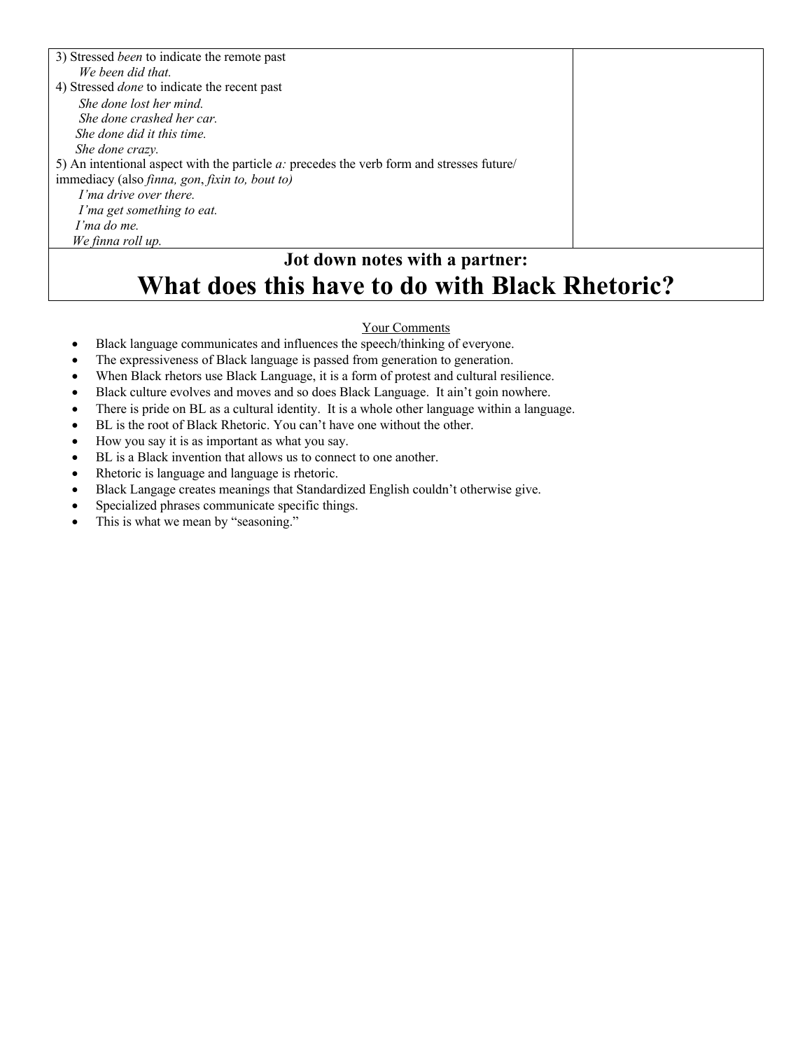| | |
|---|---|
| 3) Stressed *been* to indicate the remote past<br>*We been did that.*<br>4) Stressed *done* to indicate the recent past<br>*She done lost her mind.*<br>*She done crashed her car.*<br>*She done did it this time.*<br>*She done crazy.*<br>5) An intentional aspect with the particle *a:* precedes the verb form and stresses future/ immediacy (also *finna, gon*, *fixin to, bout to)*<br>*I'ma drive over there.*<br>*I'ma get something to eat.*<br>*I'ma do me.*<br>*We finna roll up.* | |

**Jot down notes with a partner:**

## What does this have to do with Black Rhetoric?

<u>Your Comments</u>

- Black language communicates and influences the speech/thinking of everyone.
- The expressiveness of Black language is passed from generation to generation.
- When Black rhetors use Black Language, it is a form of protest and cultural resilience.
- Black culture evolves and moves and so does Black Language. It ain't goin nowhere.
- There is pride on BL as a cultural identity. It is a whole other language within a language.
- BL is the root of Black Rhetoric. You can't have one without the other.
- How you say it is as important as what you say.
- BL is a Black invention that allows us to connect to one another.
- Rhetoric is language and language is rhetoric.
- Black Langage creates meanings that Standardized English couldn't otherwise give.
- Specialized phrases communicate specific things.
- This is what we mean by "seasoning."